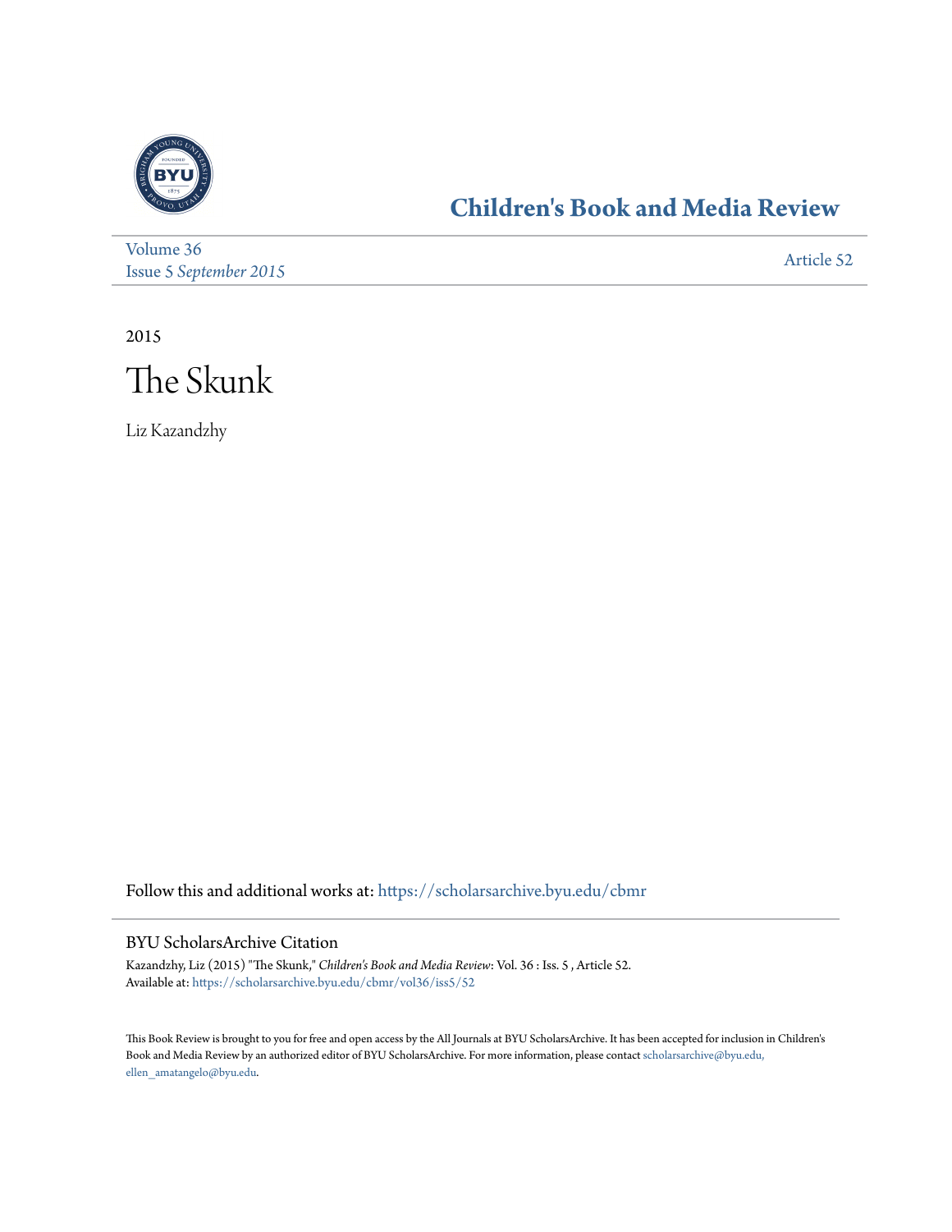## Children's Book and Media Review

Volume 36
Issue 5 *September 2015*

Article 52

2015

# The Skunk

Liz Kazandzhy

Follow this and additional works at: https://scholarsarchive.byu.edu/cbmr

### BYU ScholarsArchive Citation

Kazandzhy, Liz (2015) "The Skunk," *Children's Book and Media Review*: Vol. 36 : Iss. 5 , Article 52.
Available at: https://scholarsarchive.byu.edu/cbmr/vol36/iss5/52

This Book Review is brought to you for free and open access by the All Journals at BYU ScholarsArchive. It has been accepted for inclusion in Children's Book and Media Review by an authorized editor of BYU ScholarsArchive. For more information, please contact scholarsarchive@byu.edu, ellen_amatangelo@byu.edu.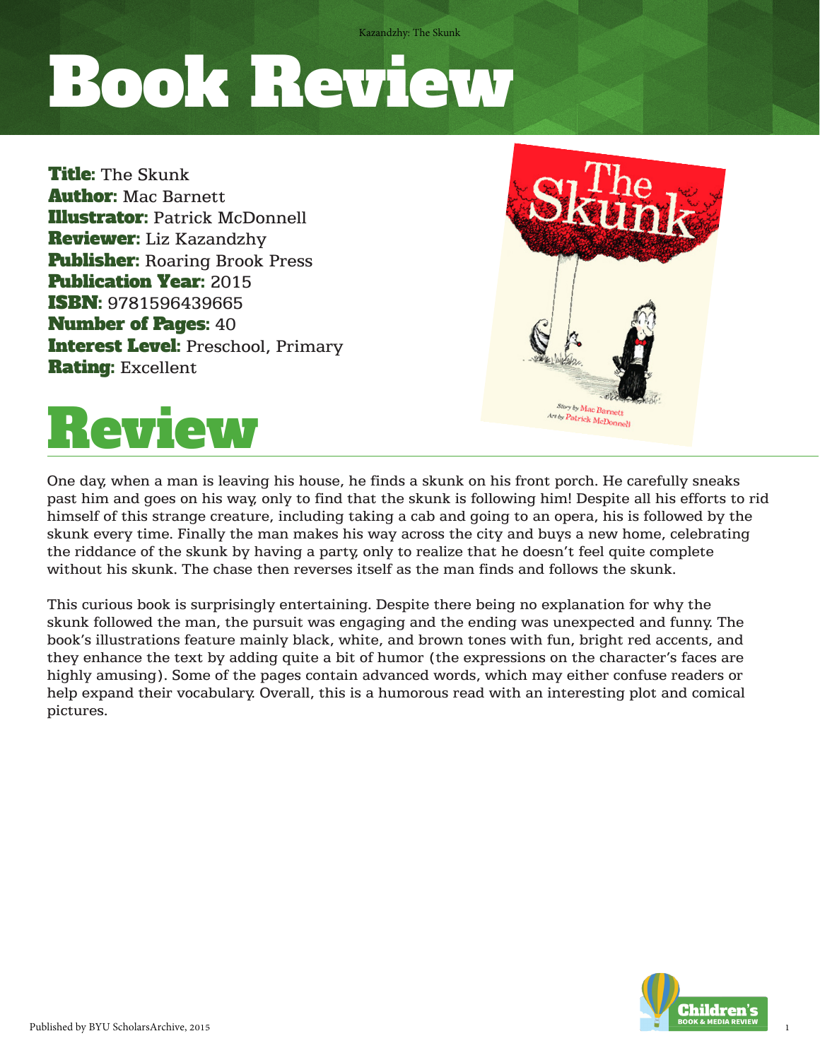# Book Review

**Title**: The Skunk
**Author**: Mac Barnett
**Illustrator**: Patrick McDonnell
**Reviewer**: Liz Kazandzhy
**Publisher**: Roaring Brook Press
**Publication Year**: 2015
**ISBN**: 9781596439665
**Number of Pages**: 40
**Interest Level**: Preschool, Primary
**Rating**: Excellent

# Review

One day, when a man is leaving his house, he finds a skunk on his front porch. He carefully sneaks past him and goes on his way, only to find that the skunk is following him! Despite all his efforts to rid himself of this strange creature, including taking a cab and going to an opera, his is followed by the skunk every time. Finally the man makes his way across the city and buys a new home, celebrating the riddance of the skunk by having a party, only to realize that he doesn't feel quite complete without his skunk. The chase then reverses itself as the man finds and follows the skunk.

This curious book is surprisingly entertaining. Despite there being no explanation for why the skunk followed the man, the pursuit was engaging and the ending was unexpected and funny. The book's illustrations feature mainly black, white, and brown tones with fun, bright red accents, and they enhance the text by adding quite a bit of humor (the expressions on the character's faces are highly amusing). Some of the pages contain advanced words, which may either confuse readers or help expand their vocabulary. Overall, this is a humorous read with an interesting plot and comical pictures.